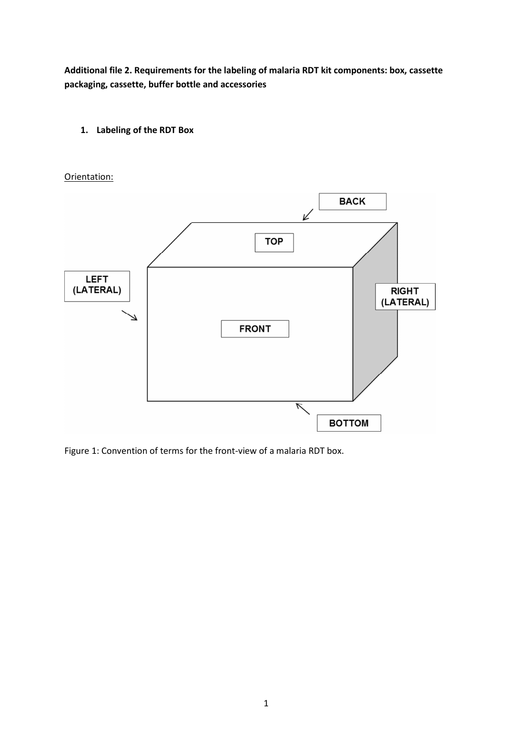**Additional file 2. Requirements for the labeling of malaria RDT kit components: box, cassette packaging, cassette, buffer bottle and accessories**

1. **Labeling of the RDT Box**

<u>Orientation:</u>

Figure 1: Convention of terms for the front-view of a malaria RDT box.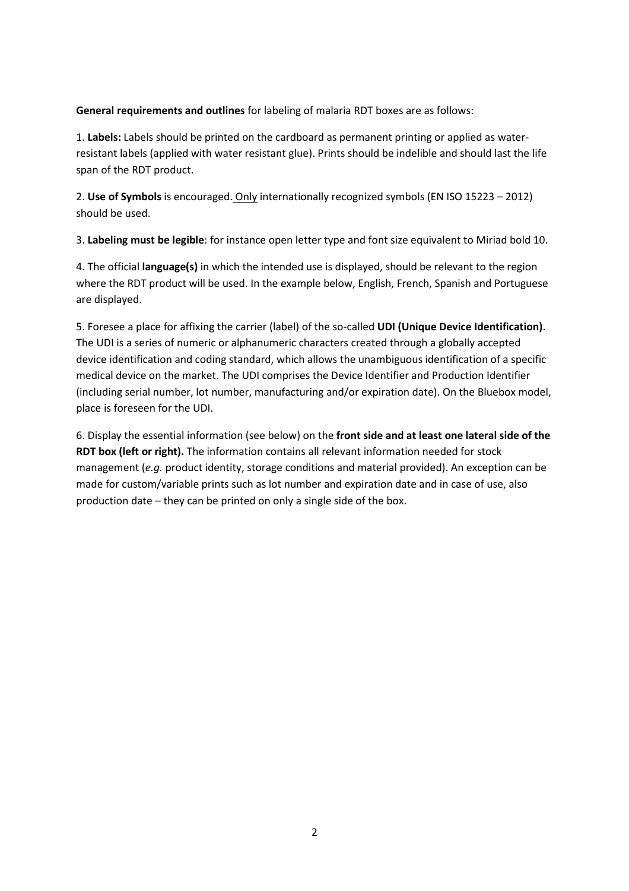**General requirements and outlines** for labeling of malaria RDT boxes are as follows:

1. **Labels:** Labels should be printed on the cardboard as permanent printing or applied as water-resistant labels (applied with water resistant glue). Prints should be indelible and should last the life span of the RDT product.

2. **Use of Symbols** is encouraged. Only internationally recognized symbols (EN ISO 15223 – 2012) should be used.

3. **Labeling must be legible**: for instance open letter type and font size equivalent to Miriad bold 10.

4. The official **language(s)** in which the intended use is displayed, should be relevant to the region where the RDT product will be used. In the example below, English, French, Spanish and Portuguese are displayed.

5. Foresee a place for affixing the carrier (label) of the so-called **UDI (Unique Device Identification)**. The UDI is a series of numeric or alphanumeric characters created through a globally accepted device identification and coding standard, which allows the unambiguous identification of a specific medical device on the market. The UDI comprises the Device Identifier and Production Identifier (including serial number, lot number, manufacturing and/or expiration date). On the Bluebox model, place is foreseen for the UDI.

6. Display the essential information (see below) on the **front side and at least one lateral side of the RDT box (left or right).** The information contains all relevant information needed for stock management (*e.g.* product identity, storage conditions and material provided). An exception can be made for custom/variable prints such as lot number and expiration date and in case of use, also production date – they can be printed on only a single side of the box.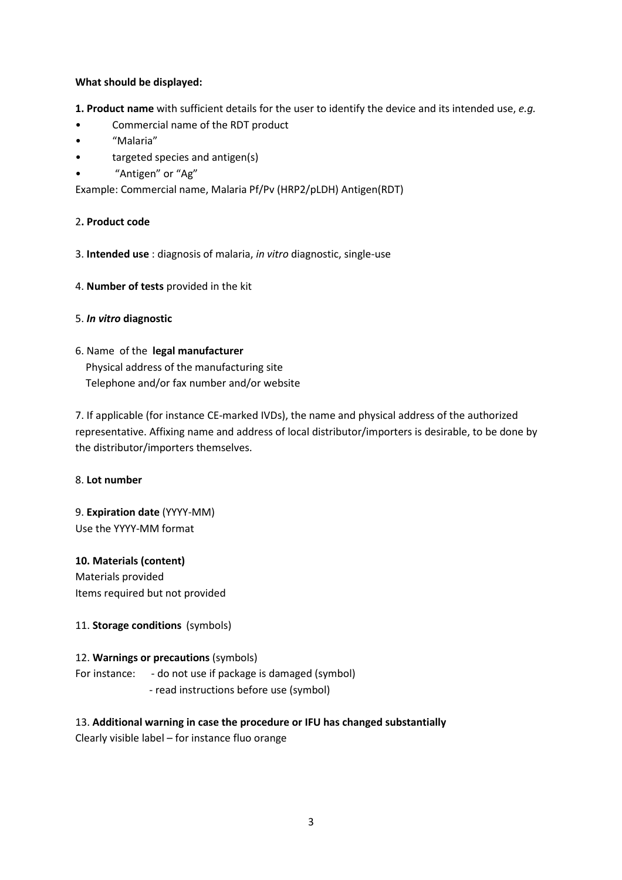**What should be displayed:**

**1. Product name** with sufficient details for the user to identify the device and its intended use, *e.g.*

- Commercial name of the RDT product
- "Malaria"
- targeted species and antigen(s)
- "Antigen" or "Ag"

Example: Commercial name, Malaria Pf/Pv (HRP2/pLDH) Antigen(RDT)

2**. Product code**

3. **Intended use** : diagnosis of malaria, *in vitro* diagnostic, single-use

4. **Number of tests** provided in the kit

5. ***In vitro* diagnostic**

6. Name of the **legal manufacturer**
   Physical address of the manufacturing site
   Telephone and/or fax number and/or website

7. If applicable (for instance CE-marked IVDs), the name and physical address of the authorized representative. Affixing name and address of local distributor/importers is desirable, to be done by the distributor/importers themselves.

8. **Lot number**

9. **Expiration date** (YYYY-MM)
Use the YYYY-MM format

**10. Materials (content)**
Materials provided
Items required but not provided

11. **Storage conditions** (symbols)

12. **Warnings or precautions** (symbols)
For instance: - do not use if package is damaged (symbol)
- read instructions before use (symbol)

13. **Additional warning in case the procedure or IFU has changed substantially**
Clearly visible label – for instance fluo orange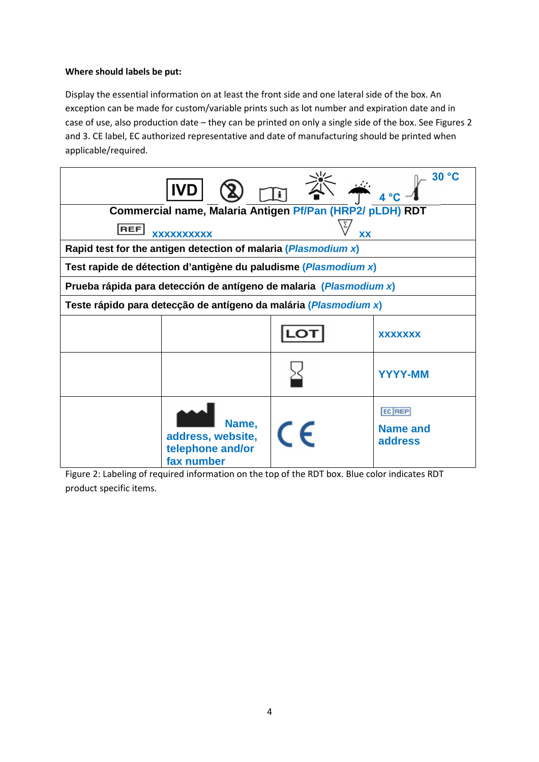**Where should labels be put:**

Display the essential information on at least the front side and one lateral side of the box. An exception can be made for custom/variable prints such as lot number and expiration date and in case of use, also production date – they can be printed on only a single side of the box. See Figures 2 and 3. CE label, EC authorized representative and date of manufacturing should be printed when applicable/required.

| IVD | | | 4 °C – 30 °C | | |
|---|---|---|---|---|---|
| **Commercial name, Malaria Antigen Pf/Pan (HRP2/ pLDH) RDT** | | | | | |
| REF xxxxxxxxxx | | | Σ xx | | |
| **Rapid test for the antigen detection of malaria (*Plasmodium x*)** | | | | | |
| **Test rapide de détection d'antigène du paludisme (*Plasmodium x*)** | | | | | |
| **Prueba rápida para detección de antígeno de malaria (*Plasmodium x*)** | | | | | |
| **Teste rápido para detecção de antígeno da malária (*Plasmodium x*)** | | | | | |
| | | LOT | **xxxxxxx** | | |
| | | | **YYYY-MM** | | |
| | **Name, address, website, telephone and/or fax number** | CE | EC REP **Name and address** | | |

Figure 2: Labeling of required information on the top of the RDT box. Blue color indicates RDT product specific items.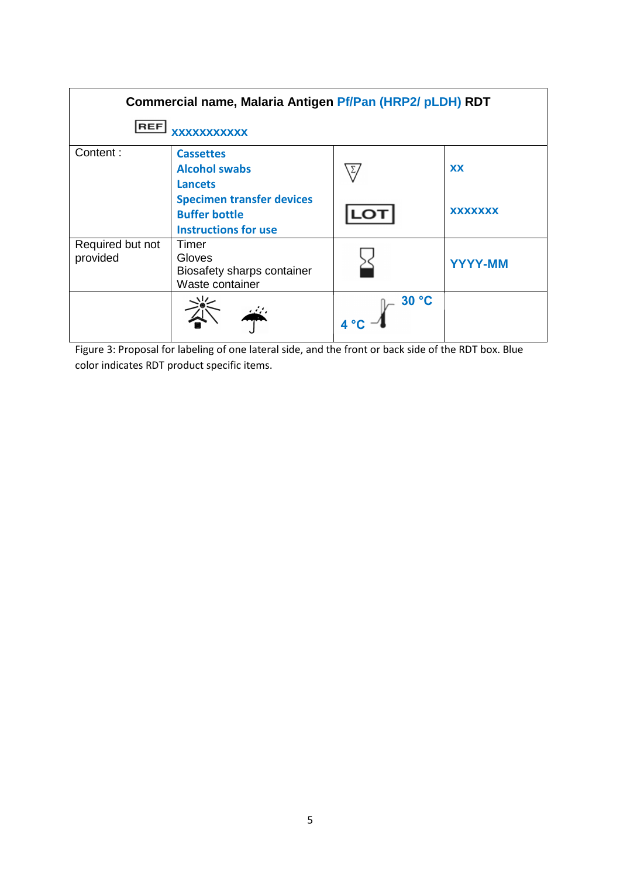| Commercial name, Malaria Antigen Pf/Pan (HRP2/ pLDH) RDT | | | |
|---|---|---|---|
| REF xxxxxxxxxxx | | | |
| Content : | Cassettes<br>Alcohol swabs<br>Lancets<br>Specimen transfer devices<br>Buffer bottle<br>Instructions for use | Σ<br>LOT | xx<br>xxxxxxx |
| Required but not provided | Timer<br>Gloves<br>Biosafety sharps container<br>Waste container | | YYYY-MM |
| | | 4 °C 30 °C | |

Figure 3: Proposal for labeling of one lateral side, and the front or back side of the RDT box. Blue color indicates RDT product specific items.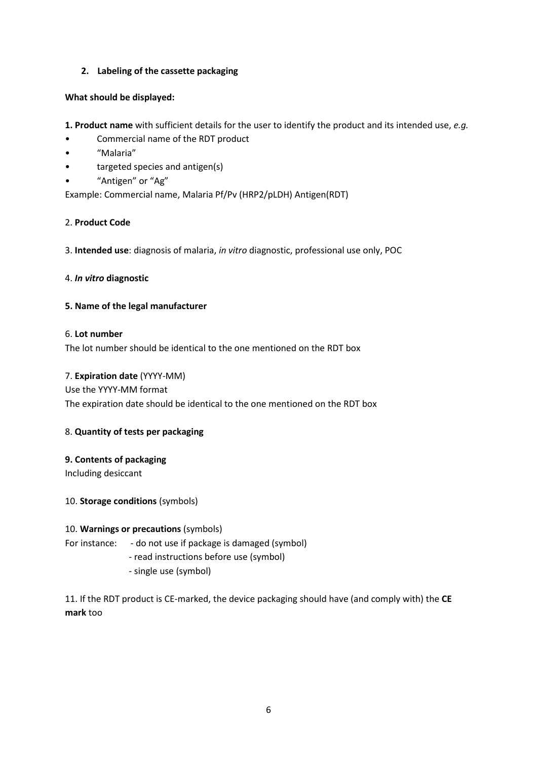## 2. Labeling of the cassette packaging

**What should be displayed:**

**1. Product name** with sufficient details for the user to identify the product and its intended use, *e.g.*

- Commercial name of the RDT product
- "Malaria"
- targeted species and antigen(s)
- "Antigen" or "Ag"

Example: Commercial name, Malaria Pf/Pv (HRP2/pLDH) Antigen(RDT)

2. **Product Code**

3. **Intended use**: diagnosis of malaria, *in vitro* diagnostic, professional use only, POC

4. ***In vitro* diagnostic**

**5. Name of the legal manufacturer**

6. **Lot number**

The lot number should be identical to the one mentioned on the RDT box

7. **Expiration date** (YYYY-MM)

Use the YYYY-MM format

The expiration date should be identical to the one mentioned on the RDT box

8. **Quantity of tests per packaging**

**9. Contents of packaging**

Including desiccant

10. **Storage conditions** (symbols)

10. **Warnings or precautions** (symbols)

For instance:
- do not use if package is damaged (symbol)
- read instructions before use (symbol)
- single use (symbol)

11. If the RDT product is CE-marked, the device packaging should have (and comply with) the **CE mark** too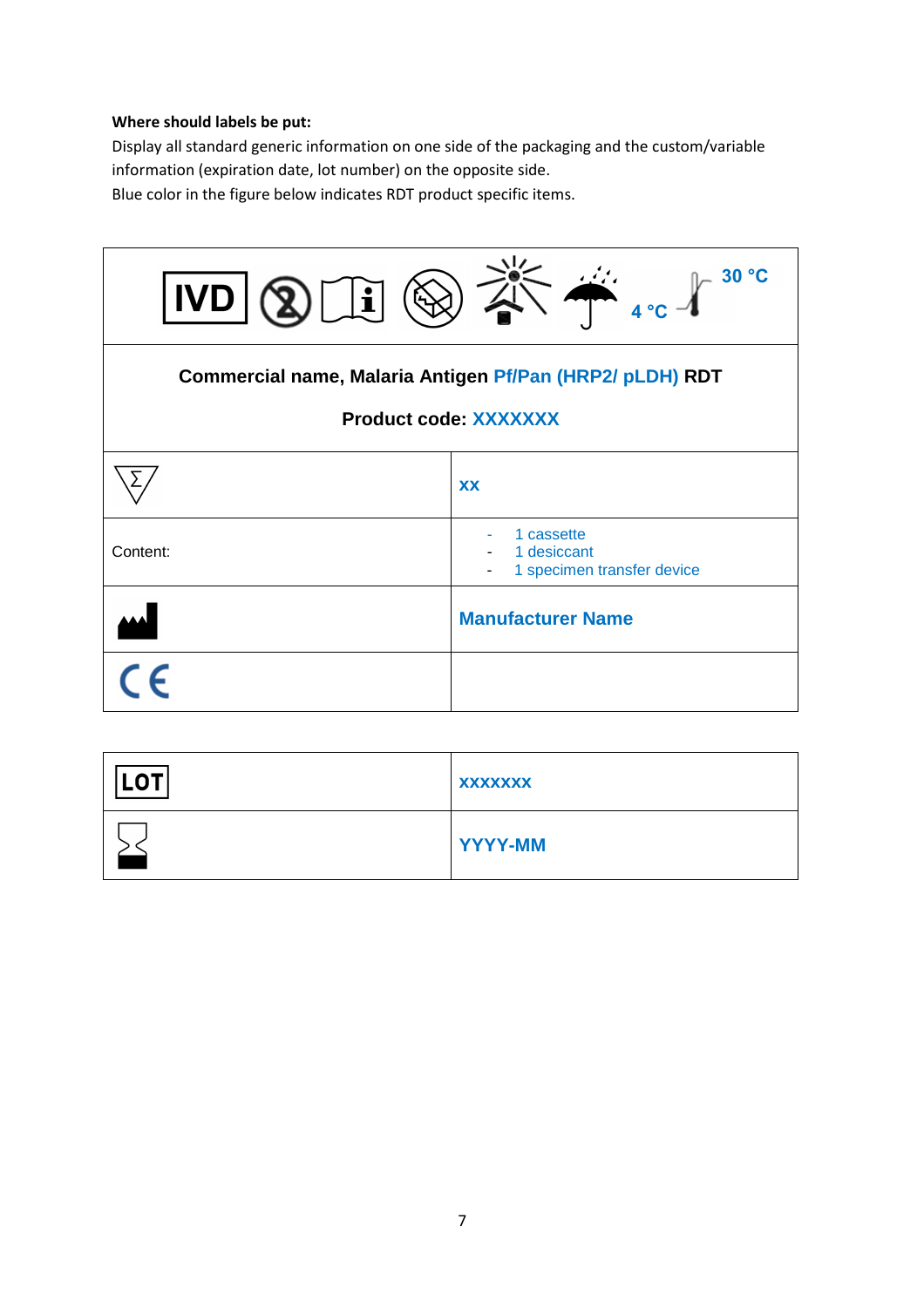**Where should labels be put:**

Display all standard generic information on one side of the packaging and the custom/variable information (expiration date, lot number) on the opposite side.

Blue color in the figure below indicates RDT product specific items.

| IVD | | | | | | 4 °C | 30 °C |
|---|---|---|---|---|---|---|---|

**Commercial name, Malaria Antigen Pf/Pan (HRP2/ pLDH) RDT**

**Product code: XXXXXXX**

| | |
|---|---|
| Σ | **xx** |
| Content: | - 1 cassette<br>- 1 desiccant<br>- 1 specimen transfer device |
| | **Manufacturer Name** |
| CE | |

| | |
|---|---|
| LOT | **xxxxxxx** |
| | **YYYY-MM** |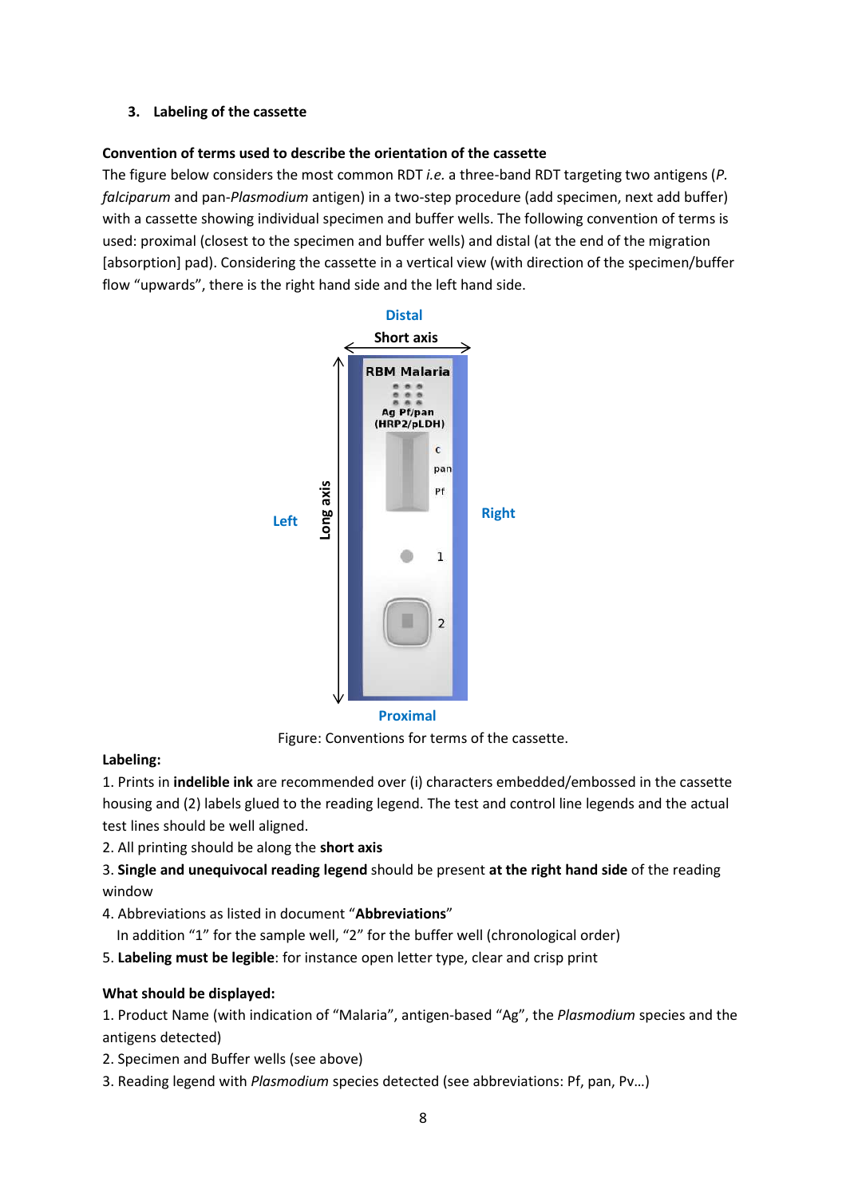### 3. Labeling of the cassette

**Convention of terms used to describe the orientation of the cassette**

The figure below considers the most common RDT *i.e.* a three-band RDT targeting two antigens (*P. falciparum* and pan-*Plasmodium* antigen) in a two-step procedure (add specimen, next add buffer) with a cassette showing individual specimen and buffer wells. The following convention of terms is used: proximal (closest to the specimen and buffer wells) and distal (at the end of the migration [absorption] pad). Considering the cassette in a vertical view (with direction of the specimen/buffer flow "upwards", there is the right hand side and the left hand side.

Figure: Conventions for terms of the cassette.

**Labeling:**

1. Prints in **indelible ink** are recommended over (i) characters embedded/embossed in the cassette housing and (2) labels glued to the reading legend. The test and control line legends and the actual test lines should be well aligned.
2. All printing should be along the **short axis**
3. **Single and unequivocal reading legend** should be present **at the right hand side** of the reading window
4. Abbreviations as listed in document "**Abbreviations**"
   In addition "1" for the sample well, "2" for the buffer well (chronological order)
5. **Labeling must be legible**: for instance open letter type, clear and crisp print

**What should be displayed:**

1. Product Name (with indication of "Malaria", antigen-based "Ag", the *Plasmodium* species and the antigens detected)
2. Specimen and Buffer wells (see above)
3. Reading legend with *Plasmodium* species detected (see abbreviations: Pf, pan, Pv…)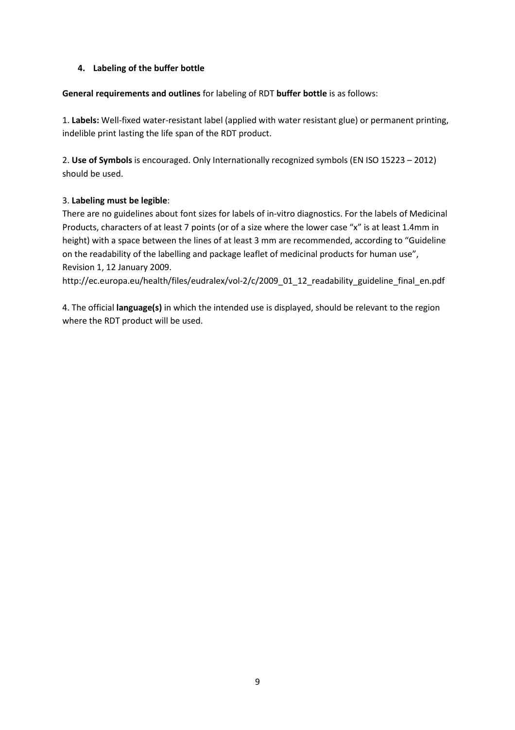### 4. Labeling of the buffer bottle

**General requirements and outlines** for labeling of RDT **buffer bottle** is as follows:

1. **Labels:** Well-fixed water-resistant label (applied with water resistant glue) or permanent printing, indelible print lasting the life span of the RDT product.

2. **Use of Symbols** is encouraged. Only Internationally recognized symbols (EN ISO 15223 – 2012) should be used.

3. **Labeling must be legible**:
There are no guidelines about font sizes for labels of in-vitro diagnostics. For the labels of Medicinal Products, characters of at least 7 points (or of a size where the lower case "x" is at least 1.4mm in height) with a space between the lines of at least 3 mm are recommended, according to "Guideline on the readability of the labelling and package leaflet of medicinal products for human use", Revision 1, 12 January 2009.
http://ec.europa.eu/health/files/eudralex/vol-2/c/2009_01_12_readability_guideline_final_en.pdf

4. The official **language(s)** in which the intended use is displayed, should be relevant to the region where the RDT product will be used.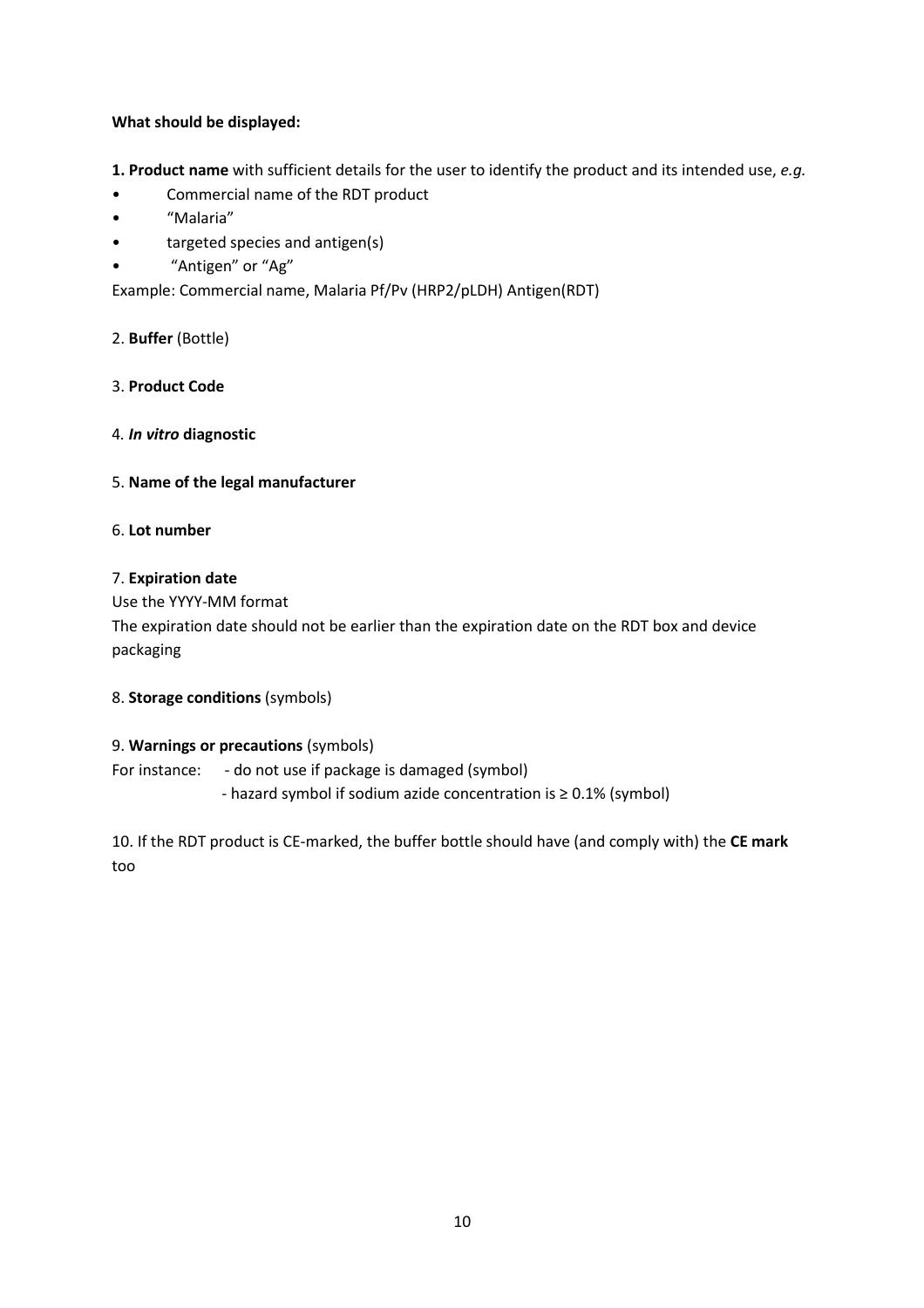**What should be displayed:**

**1. Product name** with sufficient details for the user to identify the product and its intended use, *e.g.*

- Commercial name of the RDT product
- "Malaria"
- targeted species and antigen(s)
- "Antigen" or "Ag"

Example: Commercial name, Malaria Pf/Pv (HRP2/pLDH) Antigen(RDT)

2. **Buffer** (Bottle)

3. **Product Code**

4. ***In vitro* diagnostic**

5. **Name of the legal manufacturer**

6. **Lot number**

7. **Expiration date**

Use the YYYY-MM format

The expiration date should not be earlier than the expiration date on the RDT box and device packaging

8. **Storage conditions** (symbols)

9. **Warnings or precautions** (symbols)

For instance: - do not use if package is damaged (symbol)

- hazard symbol if sodium azide concentration is ≥ 0.1% (symbol)

10. If the RDT product is CE-marked, the buffer bottle should have (and comply with) the **CE mark** too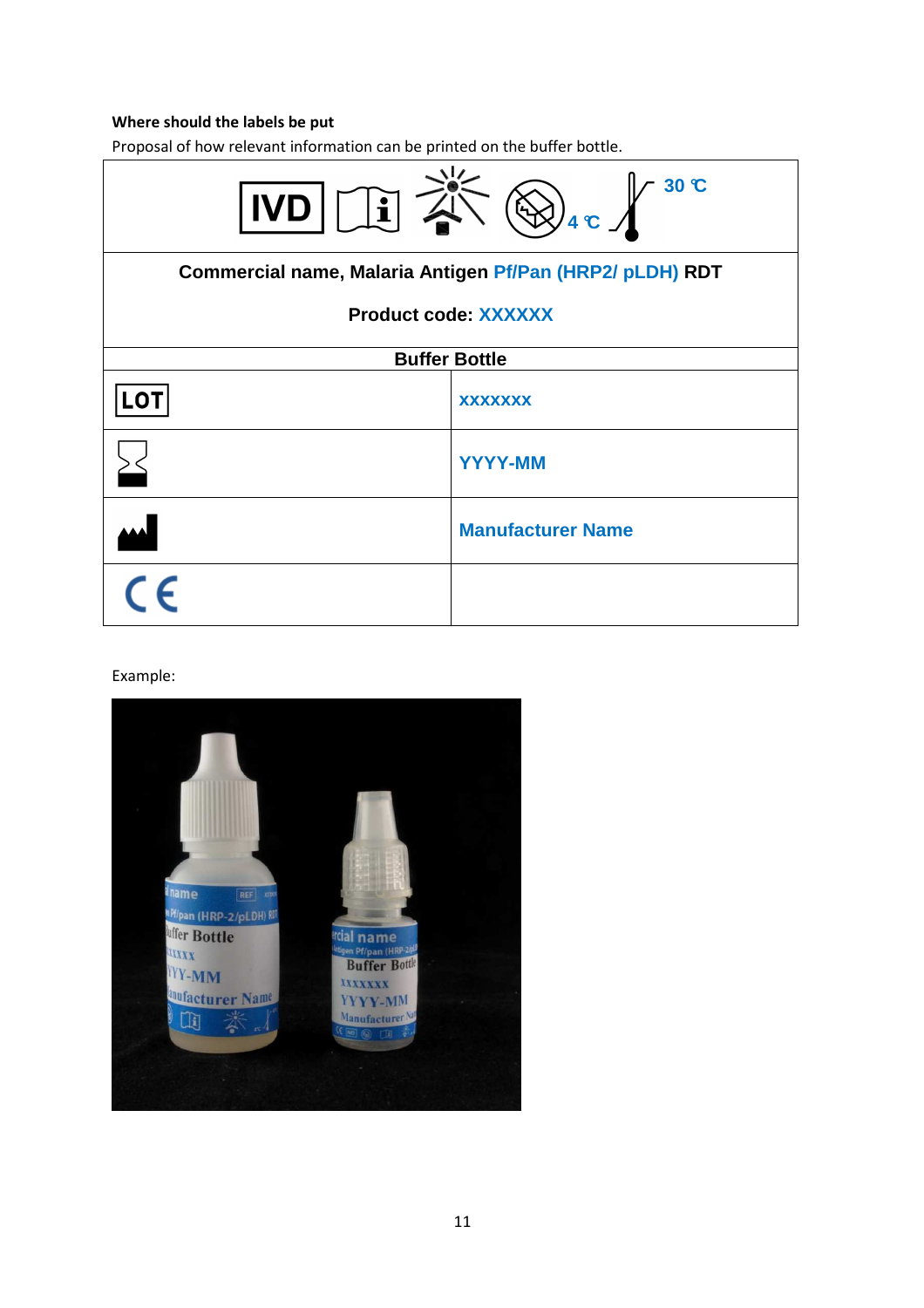**Where should the labels be put**

Proposal of how relevant information can be printed on the buffer bottle.

| IVD, 4 °C – 30 °C | |
|---|---|
| **Commercial name, Malaria Antigen Pf/Pan (HRP2/ pLDH) RDT**<br><br>**Product code: XXXXXX** | |
| **Buffer Bottle** | |
| LOT | **XXXXXXX** |
| | **YYYY-MM** |
| | **Manufacturer Name** |
| CE | |

Example: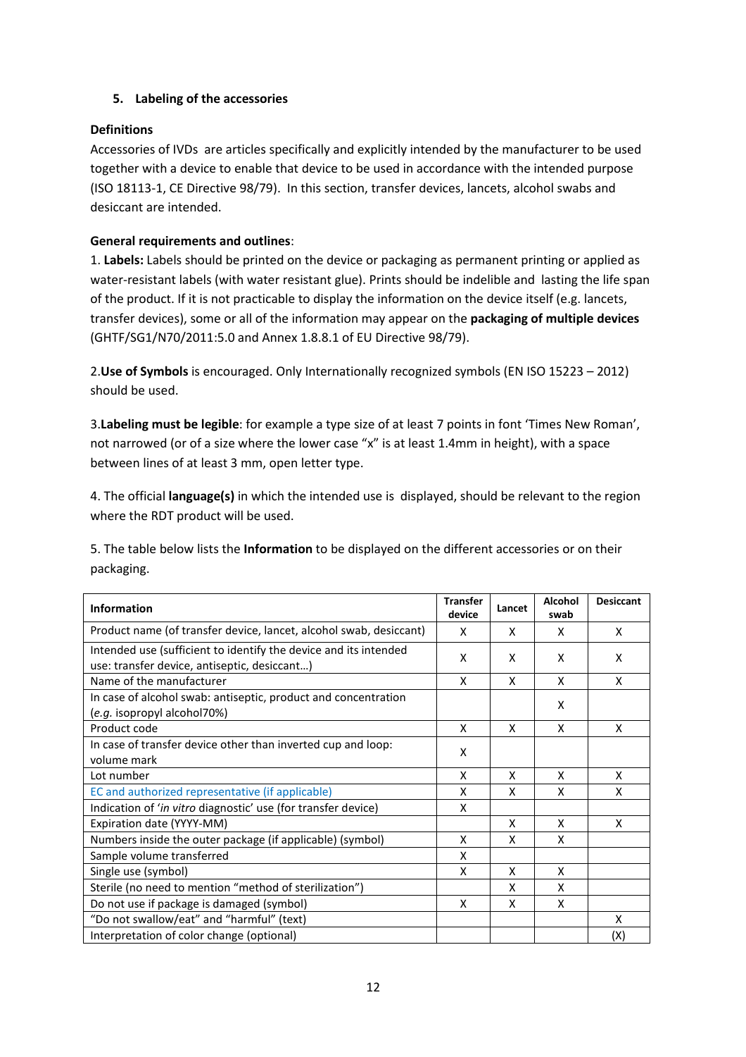### 5. Labeling of the accessories

**Definitions**

Accessories of IVDs are articles specifically and explicitly intended by the manufacturer to be used together with a device to enable that device to be used in accordance with the intended purpose (ISO 18113-1, CE Directive 98/79). In this section, transfer devices, lancets, alcohol swabs and desiccant are intended.

**General requirements and outlines**:

1. **Labels:** Labels should be printed on the device or packaging as permanent printing or applied as water-resistant labels (with water resistant glue). Prints should be indelible and lasting the life span of the product. If it is not practicable to display the information on the device itself (e.g. lancets, transfer devices), some or all of the information may appear on the **packaging of multiple devices** (GHTF/SG1/N70/2011:5.0 and Annex 1.8.8.1 of EU Directive 98/79).

2. **Use of Symbols** is encouraged. Only Internationally recognized symbols (EN ISO 15223 – 2012) should be used.

3. **Labeling must be legible**: for example a type size of at least 7 points in font 'Times New Roman', not narrowed (or of a size where the lower case "x" is at least 1.4mm in height), with a space between lines of at least 3 mm, open letter type.

4. The official **language(s)** in which the intended use is displayed, should be relevant to the region where the RDT product will be used.

5. The table below lists the **Information** to be displayed on the different accessories or on their packaging.

| Information | Transfer device | Lancet | Alcohol swab | Desiccant |
|---|---|---|---|---|
| Product name (of transfer device, lancet, alcohol swab, desiccant) | X | X | X | X |
| Intended use (sufficient to identify the device and its intended use: transfer device, antiseptic, desiccant…) | X | X | X | X |
| Name of the manufacturer | X | X | X | X |
| In case of alcohol swab: antiseptic, product and concentration (*e.g.* isopropyl alcohol70%) | | | X | |
| Product code | X | X | X | X |
| In case of transfer device other than inverted cup and loop: volume mark | X | | | |
| Lot number | X | X | X | X |
| EC and authorized representative (if applicable) | X | X | X | X |
| Indication of '*in vitro* diagnostic' use (for transfer device) | X | | | |
| Expiration date (YYYY-MM) | | X | X | X |
| Numbers inside the outer package (if applicable) (symbol) | X | X | X | |
| Sample volume transferred | X | | | |
| Single use (symbol) | X | X | X | |
| Sterile (no need to mention "method of sterilization") | | X | X | |
| Do not use if package is damaged (symbol) | X | X | X | |
| "Do not swallow/eat" and "harmful" (text) | | | | X |
| Interpretation of color change (optional) | | | | (X) |